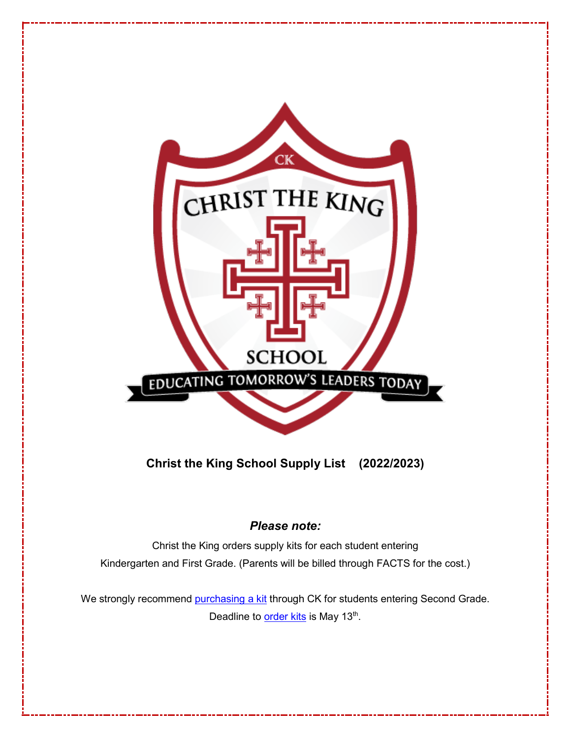# Christ the King School Supply List (2022/2023)

***Please note:***

Christ the King orders supply kits for each student entering Kindergarten and First Grade. (Parents will be billed through FACTS for the cost.)

We strongly recommend purchasing a kit through CK for students entering Second Grade. Deadline to order kits is May 13th.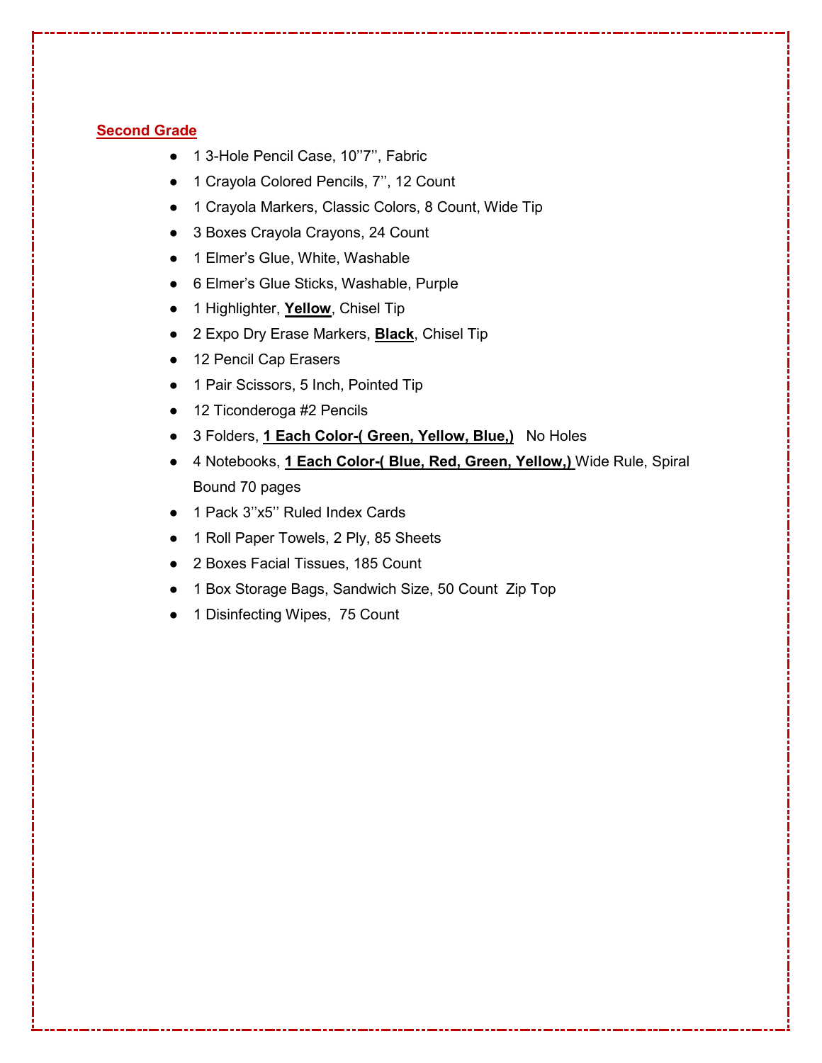## **Second Grade**

- 1 3-Hole Pencil Case, 10''7'', Fabric
- 1 Crayola Colored Pencils, 7'', 12 Count
- 1 Crayola Markers, Classic Colors, 8 Count, Wide Tip
- 3 Boxes Crayola Crayons, 24 Count
- 1 Elmer's Glue, White, Washable
- 6 Elmer's Glue Sticks, Washable, Purple
- 1 Highlighter, **Yellow**, Chisel Tip
- 2 Expo Dry Erase Markers, **Black**, Chisel Tip
- 12 Pencil Cap Erasers
- 1 Pair Scissors, 5 Inch, Pointed Tip
- 12 Ticonderoga #2 Pencils
- 3 Folders, **1 Each Color-( Green, Yellow, Blue,)** No Holes
- 4 Notebooks, **1 Each Color-( Blue, Red, Green, Yellow,)** Wide Rule, Spiral Bound 70 pages
- 1 Pack 3''x5'' Ruled Index Cards
- 1 Roll Paper Towels, 2 Ply, 85 Sheets
- 2 Boxes Facial Tissues, 185 Count
- 1 Box Storage Bags, Sandwich Size, 50 Count Zip Top
- 1 Disinfecting Wipes, 75 Count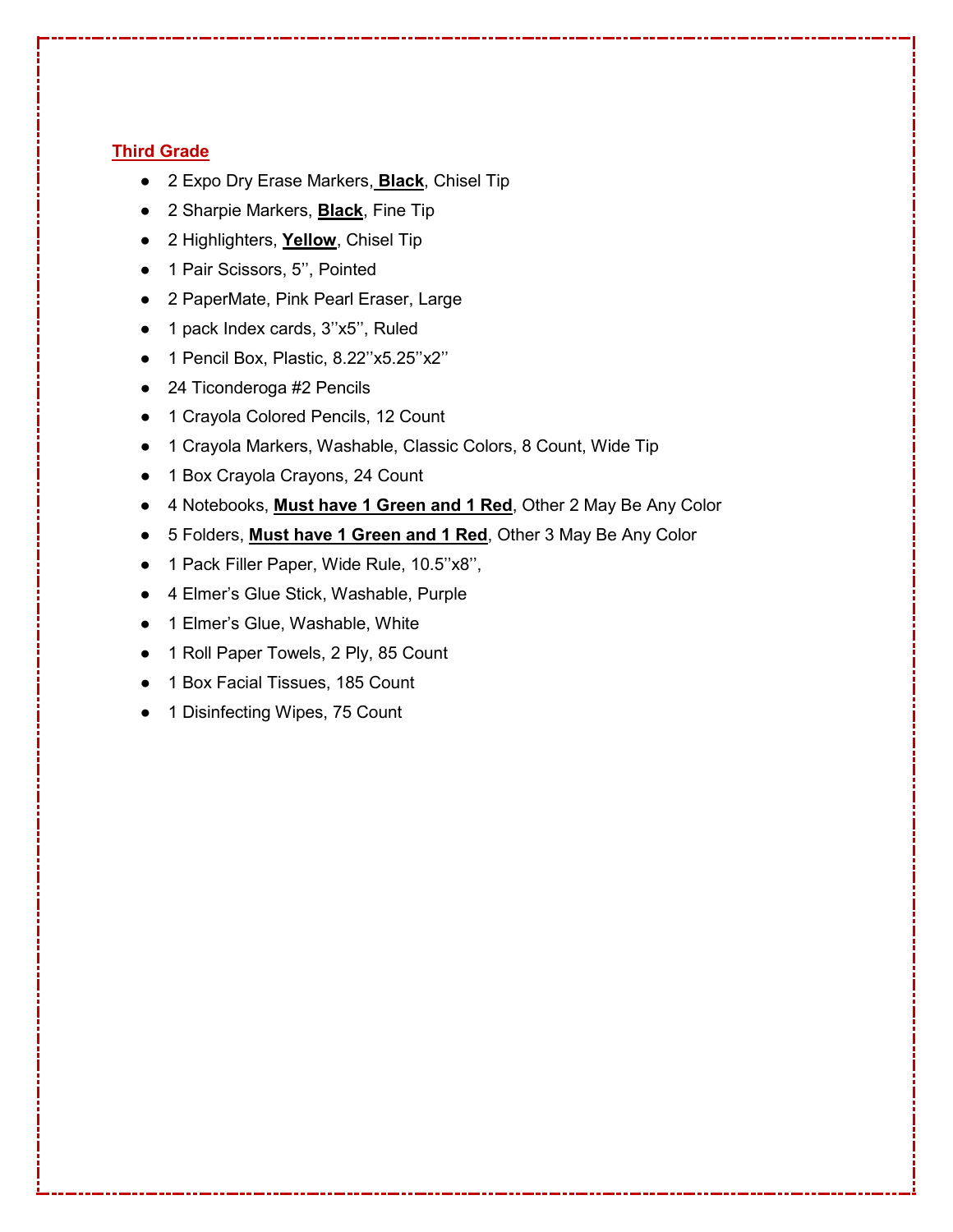## **Third Grade**

- 2 Expo Dry Erase Markers, **Black**, Chisel Tip
- 2 Sharpie Markers, **Black**, Fine Tip
- 2 Highlighters, **Yellow**, Chisel Tip
- 1 Pair Scissors, 5'', Pointed
- 2 PaperMate, Pink Pearl Eraser, Large
- 1 pack Index cards, 3''x5'', Ruled
- 1 Pencil Box, Plastic, 8.22''x5.25''x2''
- 24 Ticonderoga #2 Pencils
- 1 Crayola Colored Pencils, 12 Count
- 1 Crayola Markers, Washable, Classic Colors, 8 Count, Wide Tip
- 1 Box Crayola Crayons, 24 Count
- 4 Notebooks, **Must have 1 Green and 1 Red**, Other 2 May Be Any Color
- 5 Folders, **Must have 1 Green and 1 Red**, Other 3 May Be Any Color
- 1 Pack Filler Paper, Wide Rule, 10.5''x8'',
- 4 Elmer's Glue Stick, Washable, Purple
- 1 Elmer's Glue, Washable, White
- 1 Roll Paper Towels, 2 Ply, 85 Count
- 1 Box Facial Tissues, 185 Count
- 1 Disinfecting Wipes, 75 Count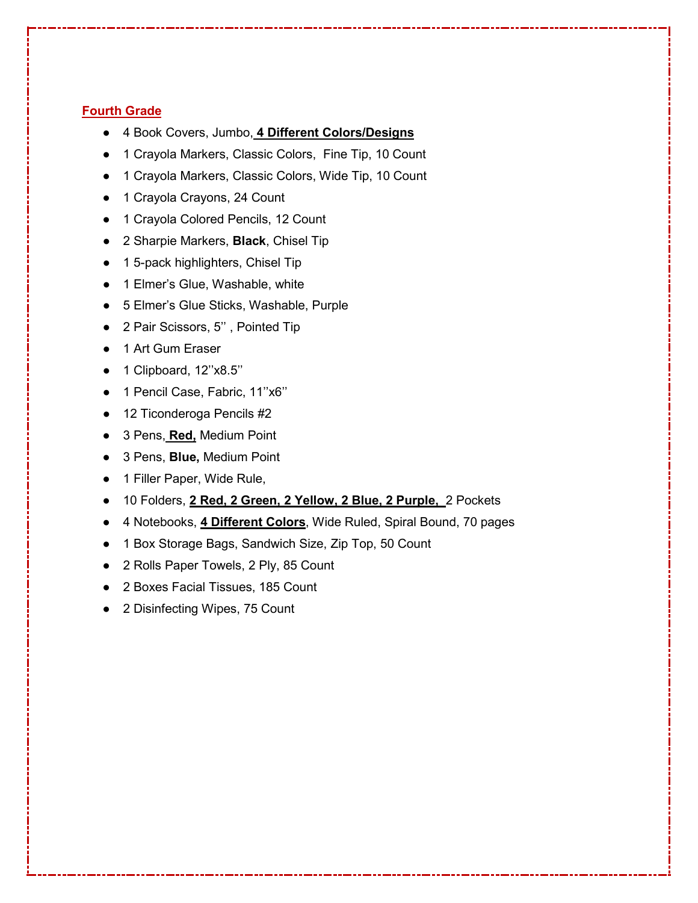## Fourth Grade

- 4 Book Covers, Jumbo, **4 Different Colors/Designs**
- 1 Crayola Markers, Classic Colors, Fine Tip, 10 Count
- 1 Crayola Markers, Classic Colors, Wide Tip, 10 Count
- 1 Crayola Crayons, 24 Count
- 1 Crayola Colored Pencils, 12 Count
- 2 Sharpie Markers, **Black**, Chisel Tip
- 1 5-pack highlighters, Chisel Tip
- 1 Elmer's Glue, Washable, white
- 5 Elmer's Glue Sticks, Washable, Purple
- 2 Pair Scissors, 5'' , Pointed Tip
- 1 Art Gum Eraser
- 1 Clipboard, 12''x8.5''
- 1 Pencil Case, Fabric, 11''x6''
- 12 Ticonderoga Pencils #2
- 3 Pens, **Red,** Medium Point
- 3 Pens, **Blue,** Medium Point
- 1 Filler Paper, Wide Rule,
- 10 Folders, **2 Red, 2 Green, 2 Yellow, 2 Blue, 2 Purple,** 2 Pockets
- 4 Notebooks, **4 Different Colors**, Wide Ruled, Spiral Bound, 70 pages
- 1 Box Storage Bags, Sandwich Size, Zip Top, 50 Count
- 2 Rolls Paper Towels, 2 Ply, 85 Count
- 2 Boxes Facial Tissues, 185 Count
- 2 Disinfecting Wipes, 75 Count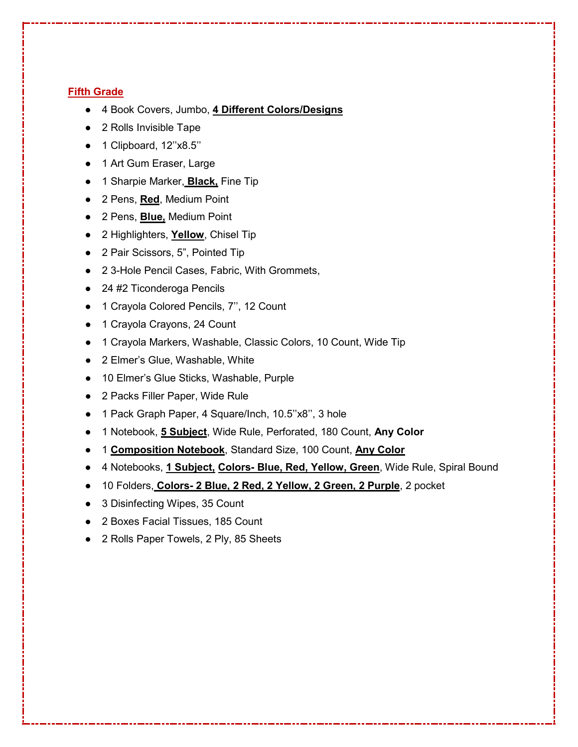## Fifth Grade

- 4 Book Covers, Jumbo, **4 Different Colors/Designs**
- 2 Rolls Invisible Tape
- 1 Clipboard, 12''x8.5''
- 1 Art Gum Eraser, Large
- 1 Sharpie Marker, **Black,** Fine Tip
- 2 Pens, **Red**, Medium Point
- 2 Pens, **Blue,** Medium Point
- 2 Highlighters, **Yellow**, Chisel Tip
- 2 Pair Scissors, 5", Pointed Tip
- 2 3-Hole Pencil Cases, Fabric, With Grommets,
- 24 #2 Ticonderoga Pencils
- 1 Crayola Colored Pencils, 7'', 12 Count
- 1 Crayola Crayons, 24 Count
- 1 Crayola Markers, Washable, Classic Colors, 10 Count, Wide Tip
- 2 Elmer's Glue, Washable, White
- 10 Elmer's Glue Sticks, Washable, Purple
- 2 Packs Filler Paper, Wide Rule
- 1 Pack Graph Paper, 4 Square/Inch, 10.5''x8'', 3 hole
- 1 Notebook, **5 Subject**, Wide Rule, Perforated, 180 Count, **Any Color**
- 1 **Composition Notebook**, Standard Size, 100 Count, **Any Color**
- 4 Notebooks, **1 Subject,** **Colors- Blue, Red, Yellow, Green**, Wide Rule, Spiral Bound
- 10 Folders, **Colors- 2 Blue, 2 Red, 2 Yellow, 2 Green, 2 Purple**, 2 pocket
- 3 Disinfecting Wipes, 35 Count
- 2 Boxes Facial Tissues, 185 Count
- 2 Rolls Paper Towels, 2 Ply, 85 Sheets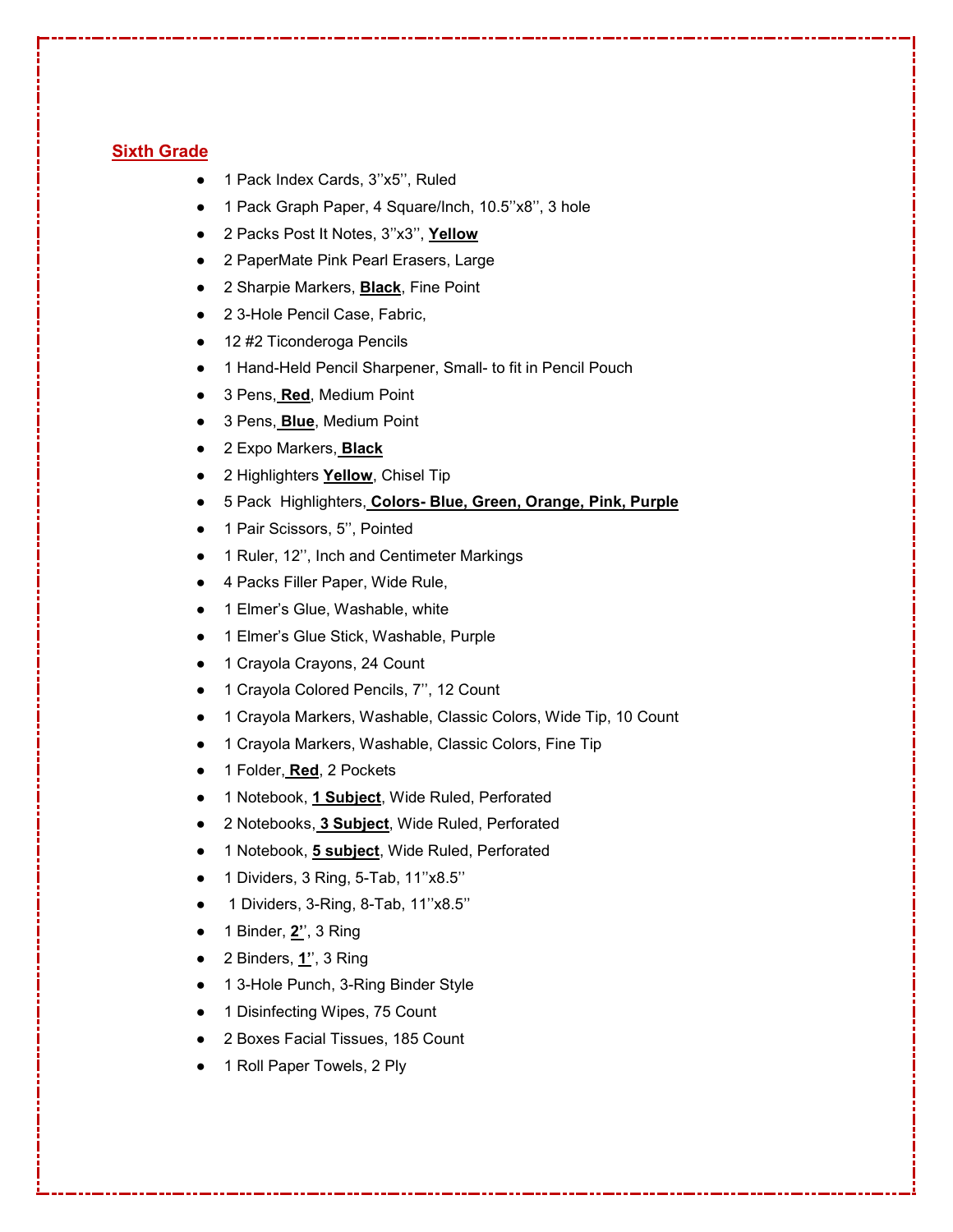## Sixth Grade

- 1 Pack Index Cards, 3''x5'', Ruled
- 1 Pack Graph Paper, 4 Square/Inch, 10.5''x8'', 3 hole
- 2 Packs Post It Notes, 3''x3'', **Yellow**
- 2 PaperMate Pink Pearl Erasers, Large
- 2 Sharpie Markers, **Black**, Fine Point
- 2 3-Hole Pencil Case, Fabric,
- 12 #2 Ticonderoga Pencils
- 1 Hand-Held Pencil Sharpener, Small- to fit in Pencil Pouch
- 3 Pens, **Red**, Medium Point
- 3 Pens, **Blue**, Medium Point
- 2 Expo Markers, **Black**
- 2 Highlighters **Yellow**, Chisel Tip
- 5 Pack Highlighters, **Colors- Blue, Green, Orange, Pink, Purple**
- 1 Pair Scissors, 5'', Pointed
- 1 Ruler, 12'', Inch and Centimeter Markings
- 4 Packs Filler Paper, Wide Rule,
- 1 Elmer's Glue, Washable, white
- 1 Elmer's Glue Stick, Washable, Purple
- 1 Crayola Crayons, 24 Count
- 1 Crayola Colored Pencils, 7'', 12 Count
- 1 Crayola Markers, Washable, Classic Colors, Wide Tip, 10 Count
- 1 Crayola Markers, Washable, Classic Colors, Fine Tip
- 1 Folder, **Red**, 2 Pockets
- 1 Notebook, **1 Subject**, Wide Ruled, Perforated
- 2 Notebooks, **3 Subject**, Wide Ruled, Perforated
- 1 Notebook, **5 subject**, Wide Ruled, Perforated
- 1 Dividers, 3 Ring, 5-Tab, 11''x8.5''
- 1 Dividers, 3-Ring, 8-Tab, 11''x8.5''
- 1 Binder, **2''**, 3 Ring
- 2 Binders, **1''**, 3 Ring
- 1 3-Hole Punch, 3-Ring Binder Style
- 1 Disinfecting Wipes, 75 Count
- 2 Boxes Facial Tissues, 185 Count
- 1 Roll Paper Towels, 2 Ply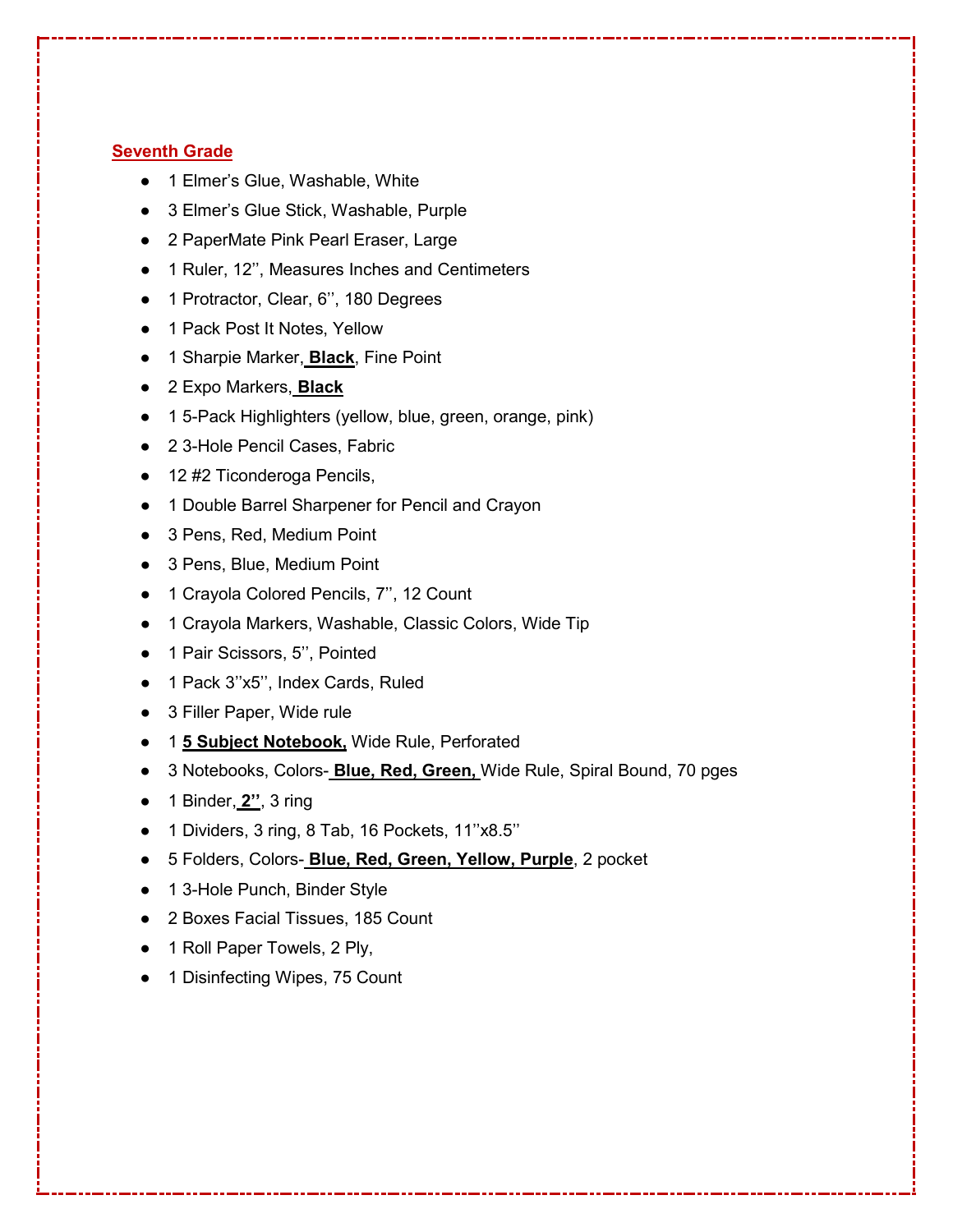## Seventh Grade

- 1 Elmer's Glue, Washable, White
- 3 Elmer's Glue Stick, Washable, Purple
- 2 PaperMate Pink Pearl Eraser, Large
- 1 Ruler, 12'', Measures Inches and Centimeters
- 1 Protractor, Clear, 6'', 180 Degrees
- 1 Pack Post It Notes, Yellow
- 1 Sharpie Marker, **Black**, Fine Point
- 2 Expo Markers, **Black**
- 1 5-Pack Highlighters (yellow, blue, green, orange, pink)
- 2 3-Hole Pencil Cases, Fabric
- 12 #2 Ticonderoga Pencils,
- 1 Double Barrel Sharpener for Pencil and Crayon
- 3 Pens, Red, Medium Point
- 3 Pens, Blue, Medium Point
- 1 Crayola Colored Pencils, 7'', 12 Count
- 1 Crayola Markers, Washable, Classic Colors, Wide Tip
- 1 Pair Scissors, 5'', Pointed
- 1 Pack 3''x5'', Index Cards, Ruled
- 3 Filler Paper, Wide rule
- 1 **5 Subject Notebook,** Wide Rule, Perforated
- 3 Notebooks, Colors- **Blue, Red, Green,** Wide Rule, Spiral Bound, 70 pges
- 1 Binder, **2''**, 3 ring
- 1 Dividers, 3 ring, 8 Tab, 16 Pockets, 11''x8.5''
- 5 Folders, Colors- **Blue, Red, Green, Yellow, Purple**, 2 pocket
- 1 3-Hole Punch, Binder Style
- 2 Boxes Facial Tissues, 185 Count
- 1 Roll Paper Towels, 2 Ply,
- 1 Disinfecting Wipes, 75 Count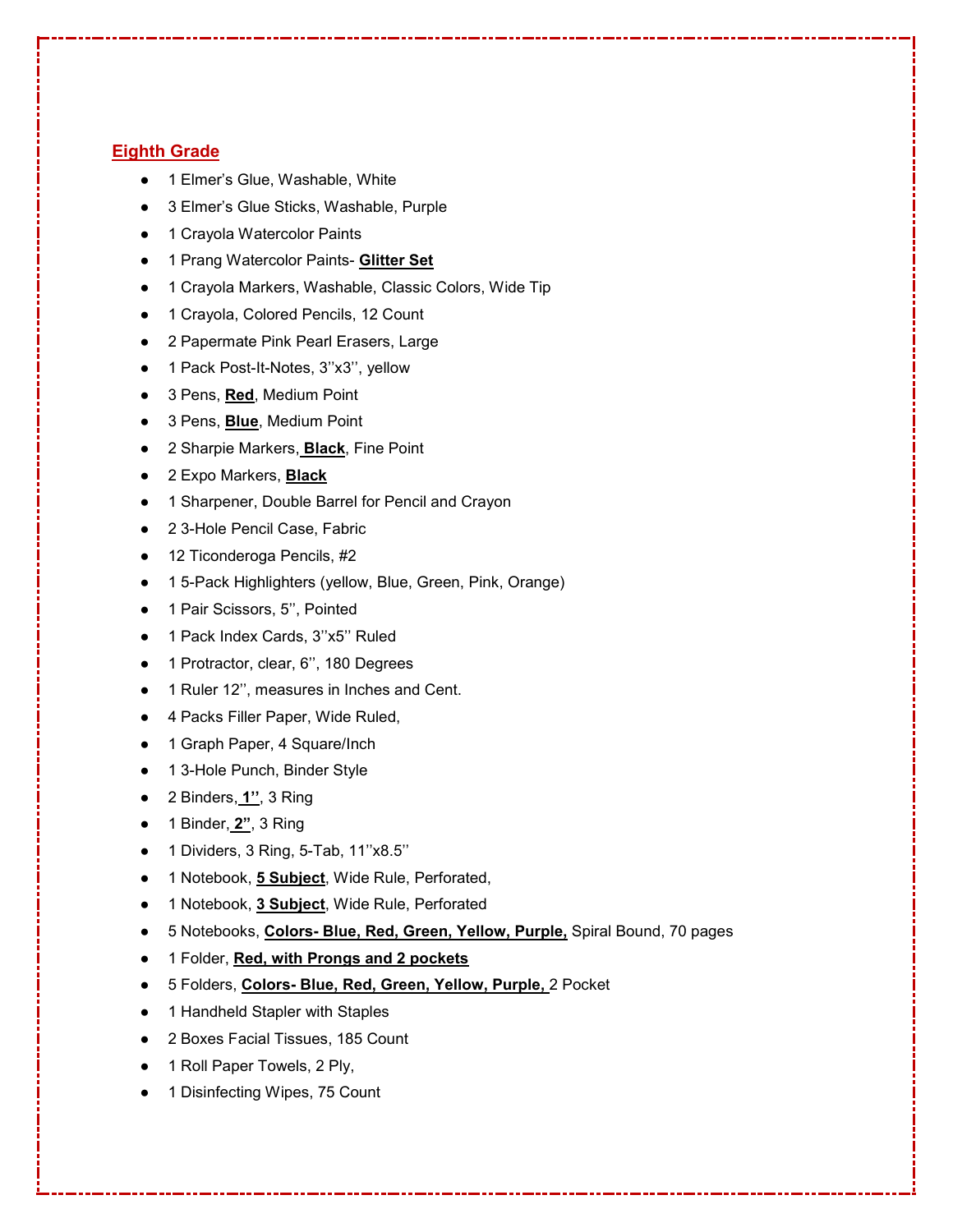## Eighth Grade

- 1 Elmer's Glue, Washable, White
- 3 Elmer's Glue Sticks, Washable, Purple
- 1 Crayola Watercolor Paints
- 1 Prang Watercolor Paints- **Glitter Set**
- 1 Crayola Markers, Washable, Classic Colors, Wide Tip
- 1 Crayola, Colored Pencils, 12 Count
- 2 Papermate Pink Pearl Erasers, Large
- 1 Pack Post-It-Notes, 3''x3'', yellow
- 3 Pens, **Red**, Medium Point
- 3 Pens, **Blue**, Medium Point
- 2 Sharpie Markers, **Black**, Fine Point
- 2 Expo Markers, **Black**
- 1 Sharpener, Double Barrel for Pencil and Crayon
- 2 3-Hole Pencil Case, Fabric
- 12 Ticonderoga Pencils, #2
- 1 5-Pack Highlighters (yellow, Blue, Green, Pink, Orange)
- 1 Pair Scissors, 5'', Pointed
- 1 Pack Index Cards, 3''x5'' Ruled
- 1 Protractor, clear, 6'', 180 Degrees
- 1 Ruler 12'', measures in Inches and Cent.
- 4 Packs Filler Paper, Wide Ruled,
- 1 Graph Paper, 4 Square/Inch
- 1 3-Hole Punch, Binder Style
- 2 Binders, **1''**, 3 Ring
- 1 Binder, **2"**, 3 Ring
- 1 Dividers, 3 Ring, 5-Tab, 11''x8.5''
- 1 Notebook, **5 Subject**, Wide Rule, Perforated,
- 1 Notebook, **3 Subject**, Wide Rule, Perforated
- 5 Notebooks, **Colors- Blue, Red, Green, Yellow, Purple,** Spiral Bound, 70 pages
- 1 Folder, **Red, with Prongs and 2 pockets**
- 5 Folders, **Colors- Blue, Red, Green, Yellow, Purple,** 2 Pocket
- 1 Handheld Stapler with Staples
- 2 Boxes Facial Tissues, 185 Count
- 1 Roll Paper Towels, 2 Ply,
- 1 Disinfecting Wipes, 75 Count